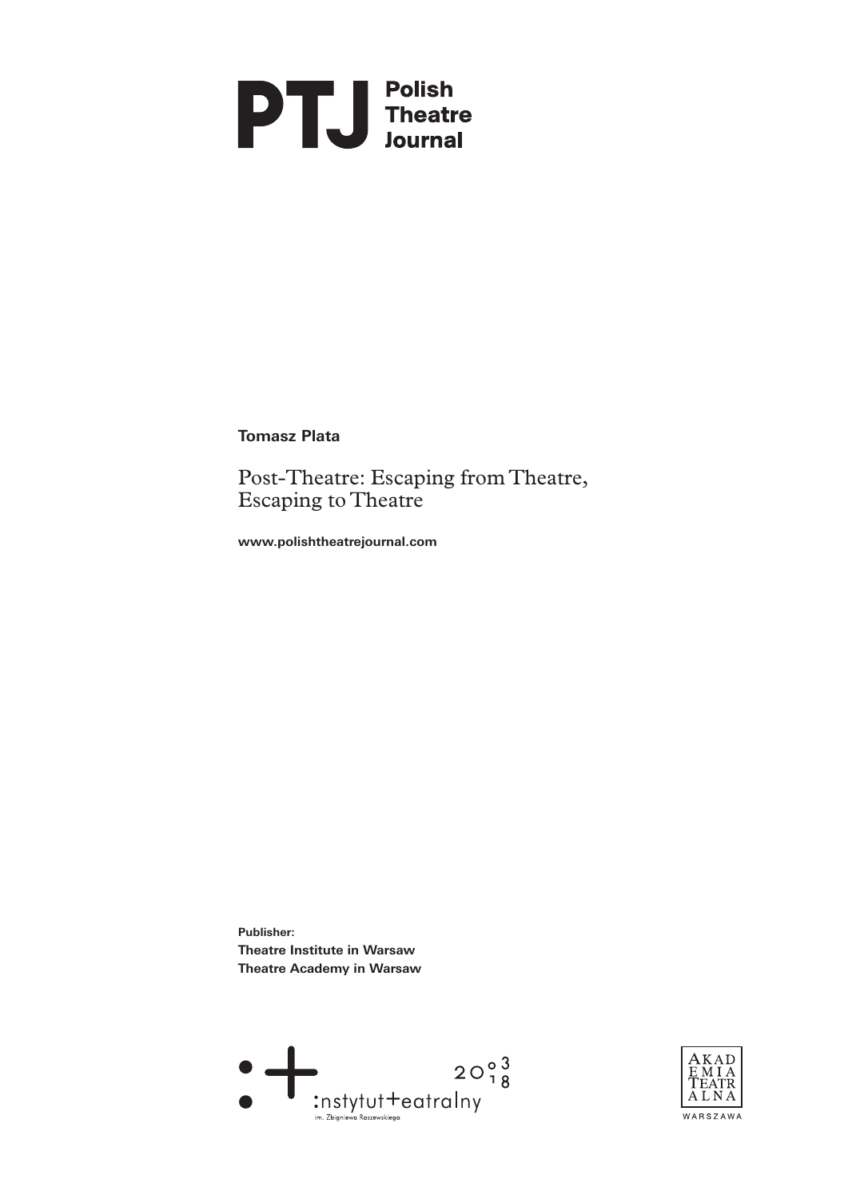**PTJ** Polish Theatre Journal

**Tomasz Plata**

# Post-Theatre: Escaping from Theatre, Escaping to Theatre

**www.polishtheatrejournal.com**

**Publisher:**
**Theatre Institute in Warsaw**
**Theatre Academy in Warsaw**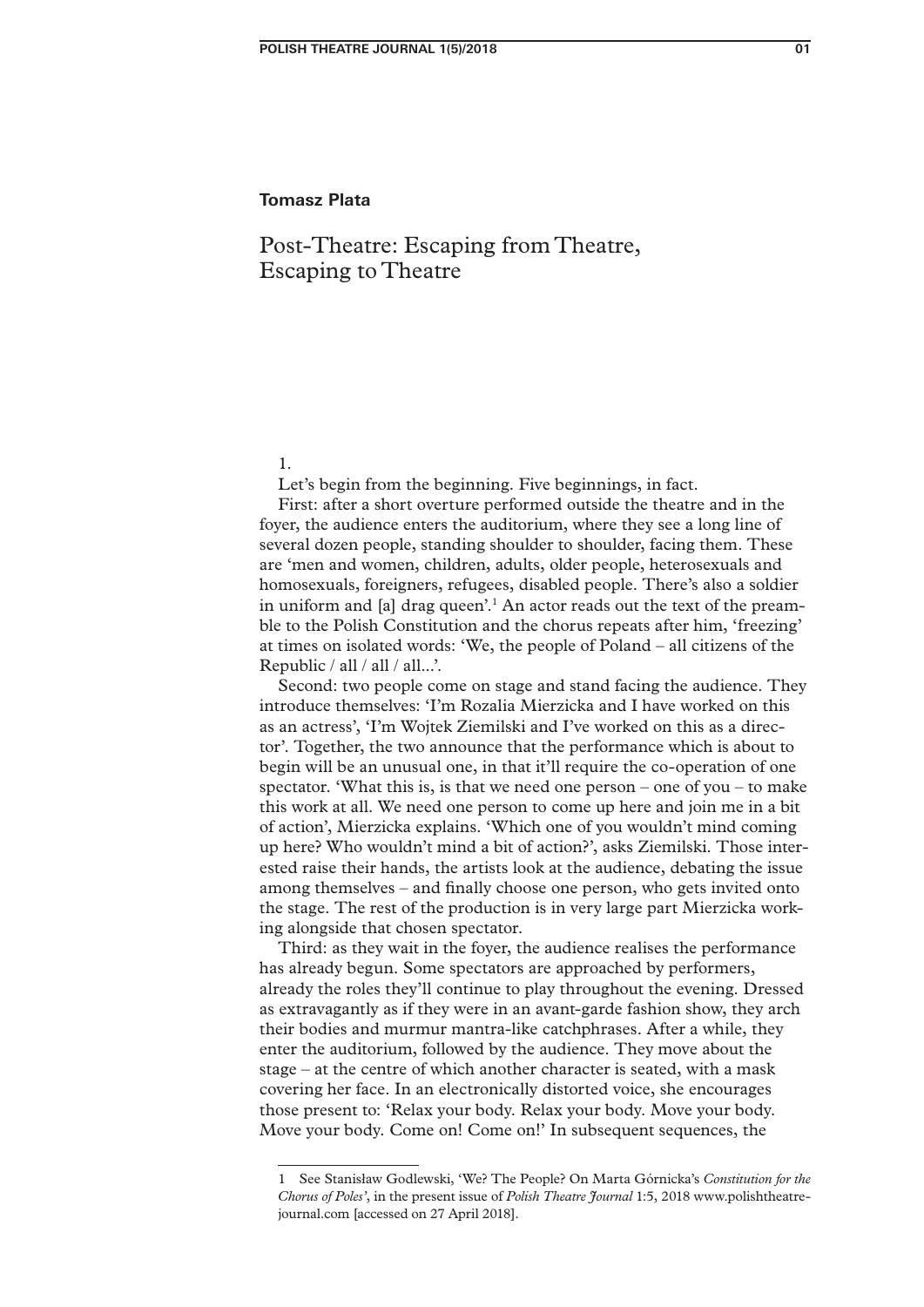**Tomasz Plata**

# Post-Theatre: Escaping from Theatre, Escaping to Theatre

1.

Let's begin from the beginning. Five beginnings, in fact.

First: after a short overture performed outside the theatre and in the foyer, the audience enters the auditorium, where they see a long line of several dozen people, standing shoulder to shoulder, facing them. These are 'men and women, children, adults, older people, heterosexuals and homosexuals, foreigners, refugees, disabled people. There's also a soldier in uniform and [a] drag queen'.[1] An actor reads out the text of the preamble to the Polish Constitution and the chorus repeats after him, 'freezing' at times on isolated words: 'We, the people of Poland – all citizens of the Republic / all / all / all...'.

Second: two people come on stage and stand facing the audience. They introduce themselves: 'I'm Rozalia Mierzicka and I have worked on this as an actress', 'I'm Wojtek Ziemilski and I've worked on this as a director'. Together, the two announce that the performance which is about to begin will be an unusual one, in that it'll require the co-operation of one spectator. 'What this is, is that we need one person – one of you – to make this work at all. We need one person to come up here and join me in a bit of action', Mierzicka explains. 'Which one of you wouldn't mind coming up here? Who wouldn't mind a bit of action?', asks Ziemilski. Those interested raise their hands, the artists look at the audience, debating the issue among themselves – and finally choose one person, who gets invited onto the stage. The rest of the production is in very large part Mierzicka working alongside that chosen spectator.

Third: as they wait in the foyer, the audience realises the performance has already begun. Some spectators are approached by performers, already the roles they'll continue to play throughout the evening. Dressed as extravagantly as if they were in an avant-garde fashion show, they arch their bodies and murmur mantra-like catchphrases. After a while, they enter the auditorium, followed by the audience. They move about the stage – at the centre of which another character is seated, with a mask covering her face. In an electronically distorted voice, she encourages those present to: 'Relax your body. Relax your body. Move your body. Move your body. Come on! Come on!' In subsequent sequences, the

---

1 See Stanisław Godlewski, 'We? The People? On Marta Górnicka's *Constitution for the Chorus of Poles*', in the present issue of *Polish Theatre Journal* 1:5, 2018 www.polishtheatrejournal.com [accessed on 27 April 2018].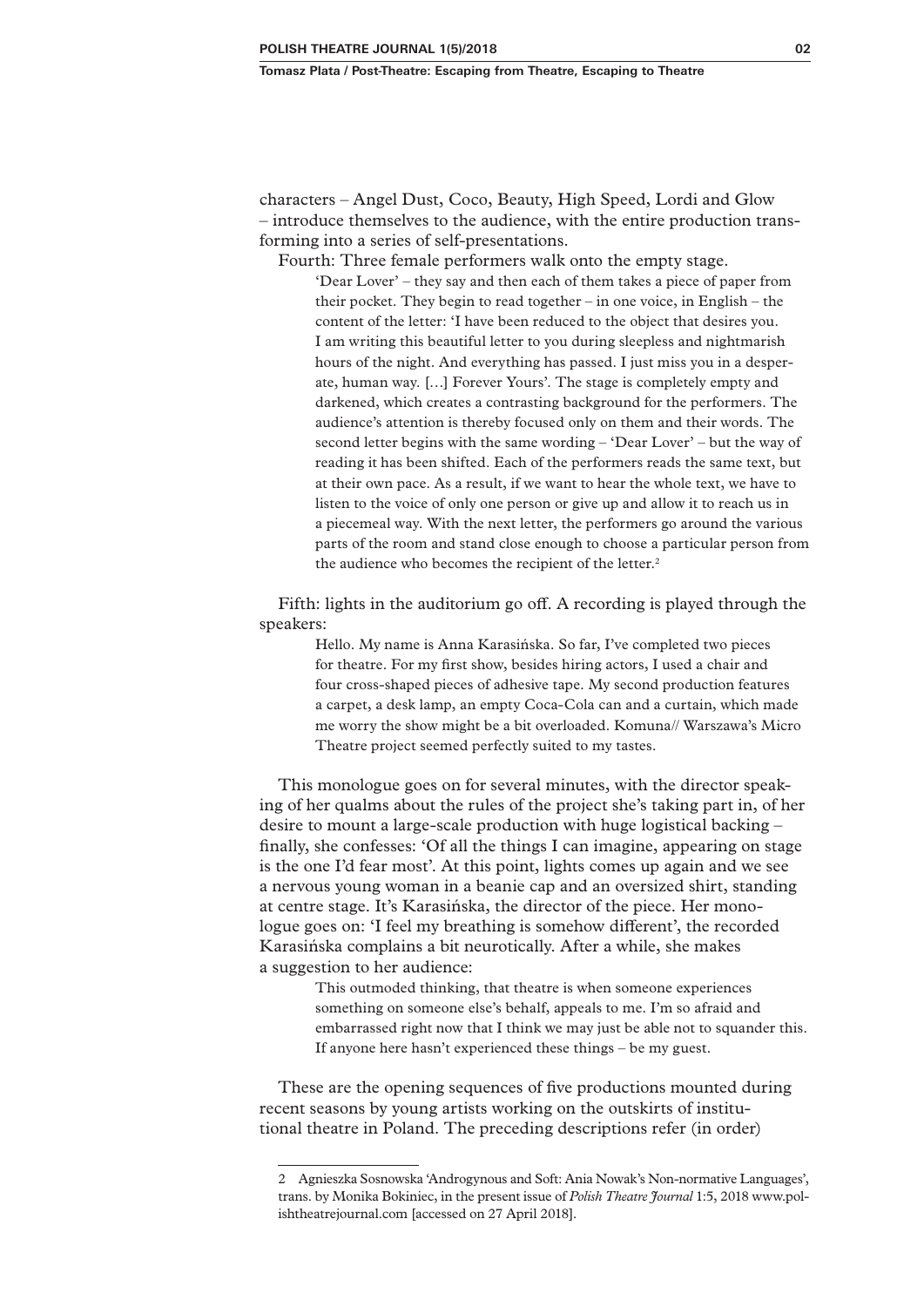characters – Angel Dust, Coco, Beauty, High Speed, Lordi and Glow – introduce themselves to the audience, with the entire production transforming into a series of self-presentations.

Fourth: Three female performers walk onto the empty stage.

> 'Dear Lover' – they say and then each of them takes a piece of paper from their pocket. They begin to read together – in one voice, in English – the content of the letter: 'I have been reduced to the object that desires you. I am writing this beautiful letter to you during sleepless and nightmarish hours of the night. And everything has passed. I just miss you in a desperate, human way. […] Forever Yours'. The stage is completely empty and darkened, which creates a contrasting background for the performers. The audience's attention is thereby focused only on them and their words. The second letter begins with the same wording – 'Dear Lover' – but the way of reading it has been shifted. Each of the performers reads the same text, but at their own pace. As a result, if we want to hear the whole text, we have to listen to the voice of only one person or give up and allow it to reach us in a piecemeal way. With the next letter, the performers go around the various parts of the room and stand close enough to choose a particular person from the audience who becomes the recipient of the letter.[2]

Fifth: lights in the auditorium go off. A recording is played through the speakers:

> Hello. My name is Anna Karasińska. So far, I've completed two pieces for theatre. For my first show, besides hiring actors, I used a chair and four cross-shaped pieces of adhesive tape. My second production features a carpet, a desk lamp, an empty Coca-Cola can and a curtain, which made me worry the show might be a bit overloaded. Komuna// Warszawa's Micro Theatre project seemed perfectly suited to my tastes.

This monologue goes on for several minutes, with the director speaking of her qualms about the rules of the project she's taking part in, of her desire to mount a large-scale production with huge logistical backing – finally, she confesses: 'Of all the things I can imagine, appearing on stage is the one I'd fear most'. At this point, lights comes up again and we see a nervous young woman in a beanie cap and an oversized shirt, standing at centre stage. It's Karasińska, the director of the piece. Her monologue goes on: 'I feel my breathing is somehow different', the recorded Karasińska complains a bit neurotically. After a while, she makes a suggestion to her audience:

> This outmoded thinking, that theatre is when someone experiences something on someone else's behalf, appeals to me. I'm so afraid and embarrassed right now that I think we may just be able not to squander this. If anyone here hasn't experienced these things – be my guest.

These are the opening sequences of five productions mounted during recent seasons by young artists working on the outskirts of institutional theatre in Poland. The preceding descriptions refer (in order)

---

2 Agnieszka Sosnowska 'Androgynous and Soft: Ania Nowak's Non-normative Languages', trans. by Monika Bokiniec, in the present issue of *Polish Theatre Journal* 1:5, 2018 www.polishtheatrejournal.com [accessed on 27 April 2018].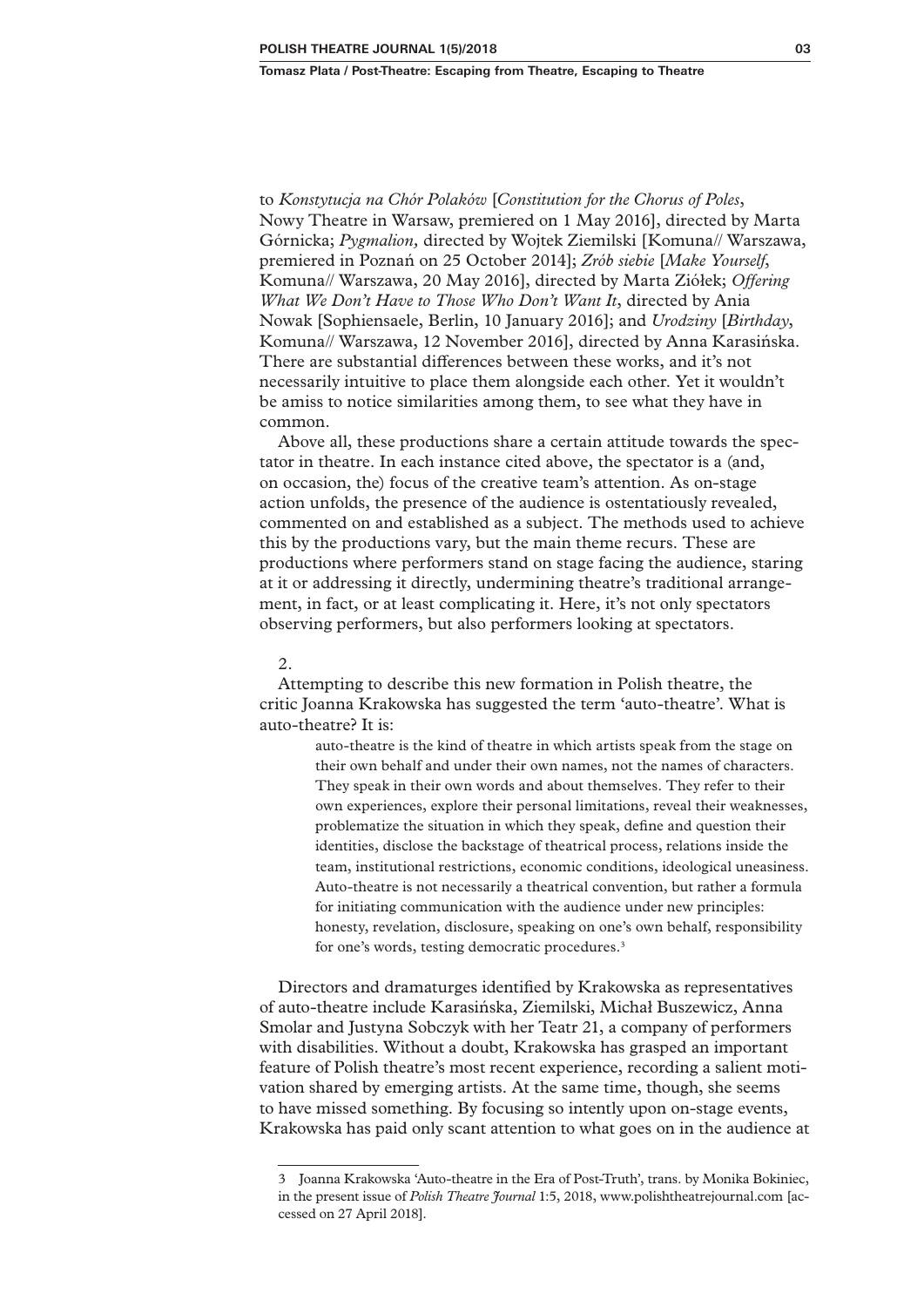to *Konstytucja na Chór Polaków* [*Constitution for the Chorus of Poles*, Nowy Theatre in Warsaw, premiered on 1 May 2016], directed by Marta Górnicka; *Pygmalion,* directed by Wojtek Ziemilski [Komuna// Warszawa, premiered in Poznań on 25 October 2014]; *Zrób siebie* [*Make Yourself*, Komuna// Warszawa, 20 May 2016], directed by Marta Ziółek; *Offering What We Don't Have to Those Who Don't Want It*, directed by Ania Nowak [Sophiensaele, Berlin, 10 January 2016]; and *Urodziny* [*Birthday*, Komuna// Warszawa, 12 November 2016], directed by Anna Karasińska. There are substantial differences between these works, and it's not necessarily intuitive to place them alongside each other. Yet it wouldn't be amiss to notice similarities among them, to see what they have in common.

Above all, these productions share a certain attitude towards the spectator in theatre. In each instance cited above, the spectator is a (and, on occasion, the) focus of the creative team's attention. As on-stage action unfolds, the presence of the audience is ostentatiously revealed, commented on and established as a subject. The methods used to achieve this by the productions vary, but the main theme recurs. These are productions where performers stand on stage facing the audience, staring at it or addressing it directly, undermining theatre's traditional arrangement, in fact, or at least complicating it. Here, it's not only spectators observing performers, but also performers looking at spectators.

2.

Attempting to describe this new formation in Polish theatre, the critic Joanna Krakowska has suggested the term 'auto-theatre'. What is auto-theatre? It is:

> auto-theatre is the kind of theatre in which artists speak from the stage on their own behalf and under their own names, not the names of characters. They speak in their own words and about themselves. They refer to their own experiences, explore their personal limitations, reveal their weaknesses, problematize the situation in which they speak, define and question their identities, disclose the backstage of theatrical process, relations inside the team, institutional restrictions, economic conditions, ideological uneasiness. Auto-theatre is not necessarily a theatrical convention, but rather a formula for initiating communication with the audience under new principles: honesty, revelation, disclosure, speaking on one's own behalf, responsibility for one's words, testing democratic procedures.[3]

Directors and dramaturges identified by Krakowska as representatives of auto-theatre include Karasińska, Ziemilski, Michał Buszewicz, Anna Smolar and Justyna Sobczyk with her Teatr 21, a company of performers with disabilities. Without a doubt, Krakowska has grasped an important feature of Polish theatre's most recent experience, recording a salient motivation shared by emerging artists. At the same time, though, she seems to have missed something. By focusing so intently upon on-stage events, Krakowska has paid only scant attention to what goes on in the audience at

---

3 Joanna Krakowska 'Auto-theatre in the Era of Post-Truth', trans. by Monika Bokiniec, in the present issue of *Polish Theatre Journal* 1:5, 2018, www.polishtheatrejournal.com [accessed on 27 April 2018].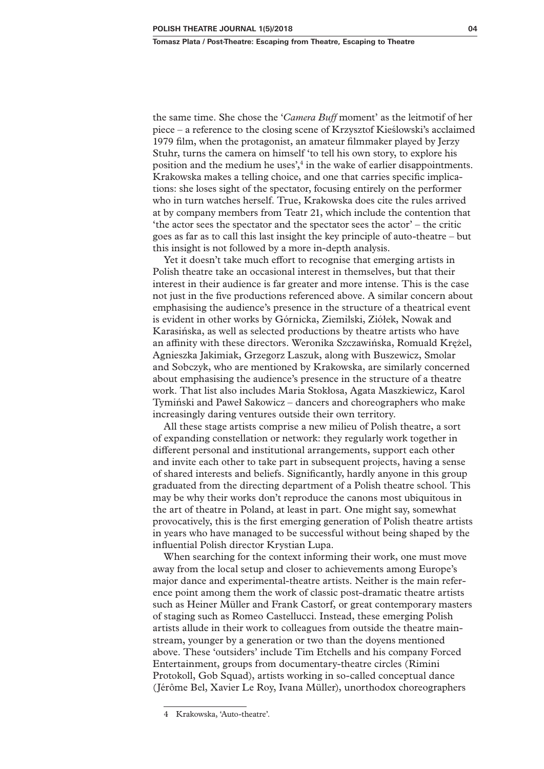the same time. She chose the '*Camera Buff* moment' as the leitmotif of her piece – a reference to the closing scene of Krzysztof Kieślowski's acclaimed 1979 film, when the protagonist, an amateur filmmaker played by Jerzy Stuhr, turns the camera on himself 'to tell his own story, to explore his position and the medium he uses',[4] in the wake of earlier disappointments. Krakowska makes a telling choice, and one that carries specific implications: she loses sight of the spectator, focusing entirely on the performer who in turn watches herself. True, Krakowska does cite the rules arrived at by company members from Teatr 21, which include the contention that 'the actor sees the spectator and the spectator sees the actor' – the critic goes as far as to call this last insight the key principle of auto-theatre – but this insight is not followed by a more in-depth analysis.

Yet it doesn't take much effort to recognise that emerging artists in Polish theatre take an occasional interest in themselves, but that their interest in their audience is far greater and more intense. This is the case not just in the five productions referenced above. A similar concern about emphasising the audience's presence in the structure of a theatrical event is evident in other works by Górnicka, Ziemilski, Ziółek, Nowak and Karasińska, as well as selected productions by theatre artists who have an affinity with these directors. Weronika Szczawińska, Romuald Krężel, Agnieszka Jakimiak, Grzegorz Laszuk, along with Buszewicz, Smolar and Sobczyk, who are mentioned by Krakowska, are similarly concerned about emphasising the audience's presence in the structure of a theatre work. That list also includes Maria Stokłosa, Agata Maszkiewicz, Karol Tymiński and Paweł Sakowicz – dancers and choreographers who make increasingly daring ventures outside their own territory.

All these stage artists comprise a new milieu of Polish theatre, a sort of expanding constellation or network: they regularly work together in different personal and institutional arrangements, support each other and invite each other to take part in subsequent projects, having a sense of shared interests and beliefs. Significantly, hardly anyone in this group graduated from the directing department of a Polish theatre school. This may be why their works don't reproduce the canons most ubiquitous in the art of theatre in Poland, at least in part. One might say, somewhat provocatively, this is the first emerging generation of Polish theatre artists in years who have managed to be successful without being shaped by the influential Polish director Krystian Lupa.

When searching for the context informing their work, one must move away from the local setup and closer to achievements among Europe's major dance and experimental-theatre artists. Neither is the main reference point among them the work of classic post-dramatic theatre artists such as Heiner Müller and Frank Castorf, or great contemporary masters of staging such as Romeo Castellucci. Instead, these emerging Polish artists allude in their work to colleagues from outside the theatre mainstream, younger by a generation or two than the doyens mentioned above. These 'outsiders' include Tim Etchells and his company Forced Entertainment, groups from documentary-theatre circles (Rimini Protokoll, Gob Squad), artists working in so-called conceptual dance (Jérôme Bel, Xavier Le Roy, Ivana Müller), unorthodox choreographers

---

4 Krakowska, 'Auto-theatre'.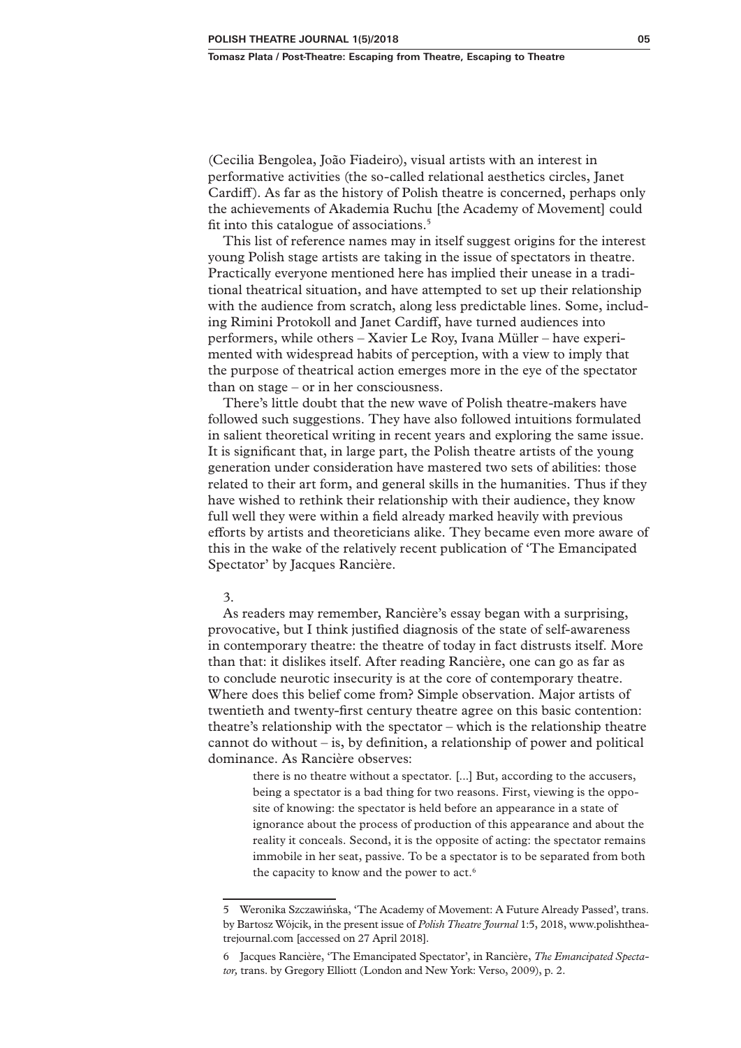(Cecilia Bengolea, João Fiadeiro), visual artists with an interest in performative activities (the so-called relational aesthetics circles, Janet Cardiff). As far as the history of Polish theatre is concerned, perhaps only the achievements of Akademia Ruchu [the Academy of Movement] could fit into this catalogue of associations.[5]

This list of reference names may in itself suggest origins for the interest young Polish stage artists are taking in the issue of spectators in theatre. Practically everyone mentioned here has implied their unease in a traditional theatrical situation, and have attempted to set up their relationship with the audience from scratch, along less predictable lines. Some, including Rimini Protokoll and Janet Cardiff, have turned audiences into performers, while others – Xavier Le Roy, Ivana Müller – have experimented with widespread habits of perception, with a view to imply that the purpose of theatrical action emerges more in the eye of the spectator than on stage – or in her consciousness.

There's little doubt that the new wave of Polish theatre-makers have followed such suggestions. They have also followed intuitions formulated in salient theoretical writing in recent years and exploring the same issue. It is significant that, in large part, the Polish theatre artists of the young generation under consideration have mastered two sets of abilities: those related to their art form, and general skills in the humanities. Thus if they have wished to rethink their relationship with their audience, they know full well they were within a field already marked heavily with previous efforts by artists and theoreticians alike. They became even more aware of this in the wake of the relatively recent publication of 'The Emancipated Spectator' by Jacques Rancière.

3.

As readers may remember, Rancière's essay began with a surprising, provocative, but I think justified diagnosis of the state of self-awareness in contemporary theatre: the theatre of today in fact distrusts itself. More than that: it dislikes itself. After reading Rancière, one can go as far as to conclude neurotic insecurity is at the core of contemporary theatre. Where does this belief come from? Simple observation. Major artists of twentieth and twenty-first century theatre agree on this basic contention: theatre's relationship with the spectator – which is the relationship theatre cannot do without – is, by definition, a relationship of power and political dominance. As Rancière observes:

> there is no theatre without a spectator. [...] But, according to the accusers, being a spectator is a bad thing for two reasons. First, viewing is the opposite of knowing: the spectator is held before an appearance in a state of ignorance about the process of production of this appearance and about the reality it conceals. Second, it is the opposite of acting: the spectator remains immobile in her seat, passive. To be a spectator is to be separated from both the capacity to know and the power to act.[6]

---

5 Weronika Szczawińska, 'The Academy of Movement: A Future Already Passed', trans. by Bartosz Wójcik, in the present issue of *Polish Theatre Journal* 1:5, 2018, www.polishtheatrejournal.com [accessed on 27 April 2018].

6 Jacques Rancière, 'The Emancipated Spectator', in Rancière, *The Emancipated Spectator,* trans. by Gregory Elliott (London and New York: Verso, 2009), p. 2.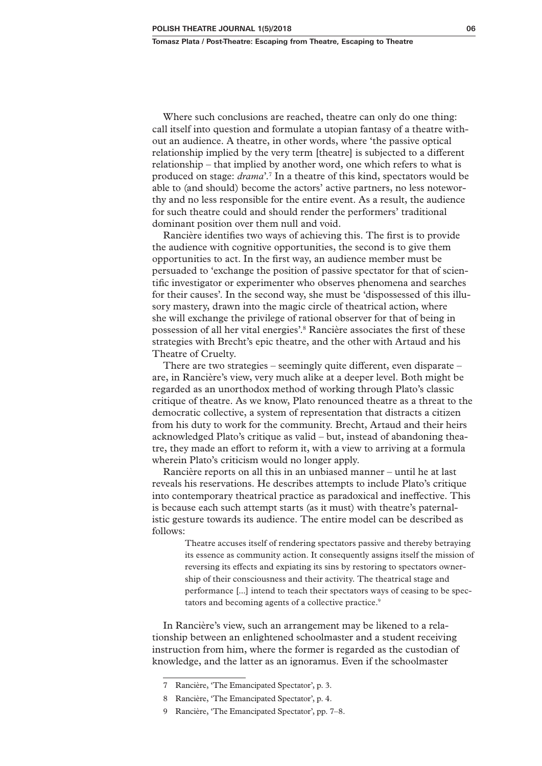Where such conclusions are reached, theatre can only do one thing: call itself into question and formulate a utopian fantasy of a theatre without an audience. A theatre, in other words, where 'the passive optical relationship implied by the very term [theatre] is subjected to a different relationship – that implied by another word, one which refers to what is produced on stage: *drama*'.[7] In a theatre of this kind, spectators would be able to (and should) become the actors' active partners, no less noteworthy and no less responsible for the entire event. As a result, the audience for such theatre could and should render the performers' traditional dominant position over them null and void.

Rancière identifies two ways of achieving this. The first is to provide the audience with cognitive opportunities, the second is to give them opportunities to act. In the first way, an audience member must be persuaded to 'exchange the position of passive spectator for that of scientific investigator or experimenter who observes phenomena and searches for their causes'. In the second way, she must be 'dispossessed of this illusory mastery, drawn into the magic circle of theatrical action, where she will exchange the privilege of rational observer for that of being in possession of all her vital energies'.[8] Rancière associates the first of these strategies with Brecht's epic theatre, and the other with Artaud and his Theatre of Cruelty.

There are two strategies – seemingly quite different, even disparate – are, in Rancière's view, very much alike at a deeper level. Both might be regarded as an unorthodox method of working through Plato's classic critique of theatre. As we know, Plato renounced theatre as a threat to the democratic collective, a system of representation that distracts a citizen from his duty to work for the community. Brecht, Artaud and their heirs acknowledged Plato's critique as valid – but, instead of abandoning theatre, they made an effort to reform it, with a view to arriving at a formula wherein Plato's criticism would no longer apply.

Rancière reports on all this in an unbiased manner – until he at last reveals his reservations. He describes attempts to include Plato's critique into contemporary theatrical practice as paradoxical and ineffective. This is because each such attempt starts (as it must) with theatre's paternalistic gesture towards its audience. The entire model can be described as follows:

> Theatre accuses itself of rendering spectators passive and thereby betraying its essence as community action. It consequently assigns itself the mission of reversing its effects and expiating its sins by restoring to spectators ownership of their consciousness and their activity. The theatrical stage and performance [...] intend to teach their spectators ways of ceasing to be spectators and becoming agents of a collective practice.[9]

In Rancière's view, such an arrangement may be likened to a relationship between an enlightened schoolmaster and a student receiving instruction from him, where the former is regarded as the custodian of knowledge, and the latter as an ignoramus. Even if the schoolmaster

---

7 Rancière, 'The Emancipated Spectator', p. 3.

8 Rancière, 'The Emancipated Spectator', p. 4.

9 Rancière, 'The Emancipated Spectator', pp. 7–8.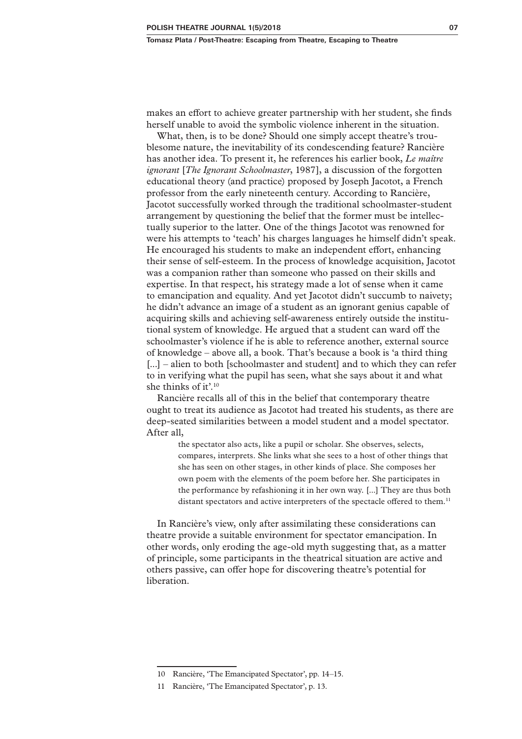makes an effort to achieve greater partnership with her student, she finds herself unable to avoid the symbolic violence inherent in the situation.

What, then, is to be done? Should one simply accept theatre's troublesome nature, the inevitability of its condescending feature? Rancière has another idea. To present it, he references his earlier book, *Le maître ignorant* [*The Ignorant Schoolmaster*, 1987], a discussion of the forgotten educational theory (and practice) proposed by Joseph Jacotot, a French professor from the early nineteenth century. According to Rancière, Jacotot successfully worked through the traditional schoolmaster-student arrangement by questioning the belief that the former must be intellectually superior to the latter. One of the things Jacotot was renowned for were his attempts to 'teach' his charges languages he himself didn't speak. He encouraged his students to make an independent effort, enhancing their sense of self-esteem. In the process of knowledge acquisition, Jacotot was a companion rather than someone who passed on their skills and expertise. In that respect, his strategy made a lot of sense when it came to emancipation and equality. And yet Jacotot didn't succumb to naivety; he didn't advance an image of a student as an ignorant genius capable of acquiring skills and achieving self-awareness entirely outside the institutional system of knowledge. He argued that a student can ward off the schoolmaster's violence if he is able to reference another, external source of knowledge – above all, a book. That's because a book is 'a third thing [...] – alien to both [schoolmaster and student] and to which they can refer to in verifying what the pupil has seen, what she says about it and what she thinks of it'.[10]

Rancière recalls all of this in the belief that contemporary theatre ought to treat its audience as Jacotot had treated his students, as there are deep-seated similarities between a model student and a model spectator. After all,

> the spectator also acts, like a pupil or scholar. She observes, selects, compares, interprets. She links what she sees to a host of other things that she has seen on other stages, in other kinds of place. She composes her own poem with the elements of the poem before her. She participates in the performance by refashioning it in her own way. [...] They are thus both distant spectators and active interpreters of the spectacle offered to them.[11]

In Rancière's view, only after assimilating these considerations can theatre provide a suitable environment for spectator emancipation. In other words, only eroding the age-old myth suggesting that, as a matter of principle, some participants in the theatrical situation are active and others passive, can offer hope for discovering theatre's potential for liberation.

---

10 Rancière, 'The Emancipated Spectator', pp. 14–15.

11 Rancière, 'The Emancipated Spectator', p. 13.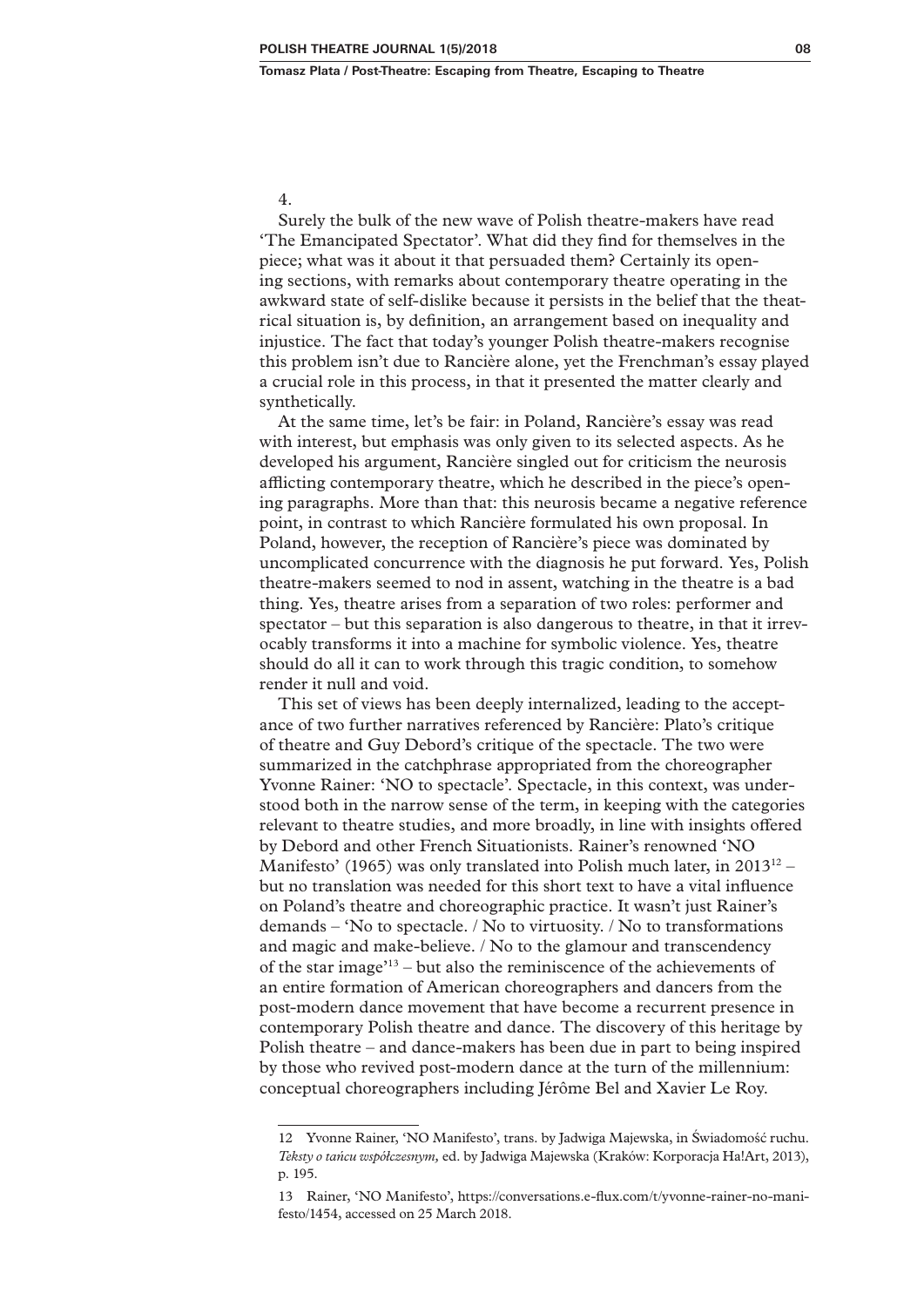4.

Surely the bulk of the new wave of Polish theatre-makers have read 'The Emancipated Spectator'. What did they find for themselves in the piece; what was it about it that persuaded them? Certainly its opening sections, with remarks about contemporary theatre operating in the awkward state of self-dislike because it persists in the belief that the theatrical situation is, by definition, an arrangement based on inequality and injustice. The fact that today's younger Polish theatre-makers recognise this problem isn't due to Rancière alone, yet the Frenchman's essay played a crucial role in this process, in that it presented the matter clearly and synthetically.

At the same time, let's be fair: in Poland, Rancière's essay was read with interest, but emphasis was only given to its selected aspects. As he developed his argument, Rancière singled out for criticism the neurosis afflicting contemporary theatre, which he described in the piece's opening paragraphs. More than that: this neurosis became a negative reference point, in contrast to which Rancière formulated his own proposal. In Poland, however, the reception of Rancière's piece was dominated by uncomplicated concurrence with the diagnosis he put forward. Yes, Polish theatre-makers seemed to nod in assent, watching in the theatre is a bad thing. Yes, theatre arises from a separation of two roles: performer and spectator – but this separation is also dangerous to theatre, in that it irrevocably transforms it into a machine for symbolic violence. Yes, theatre should do all it can to work through this tragic condition, to somehow render it null and void.

This set of views has been deeply internalized, leading to the acceptance of two further narratives referenced by Rancière: Plato's critique of theatre and Guy Debord's critique of the spectacle. The two were summarized in the catchphrase appropriated from the choreographer Yvonne Rainer: 'NO to spectacle'. Spectacle, in this context, was understood both in the narrow sense of the term, in keeping with the categories relevant to theatre studies, and more broadly, in line with insights offered by Debord and other French Situationists. Rainer's renowned 'NO Manifesto' (1965) was only translated into Polish much later, in 2013[12] – but no translation was needed for this short text to have a vital influence on Poland's theatre and choreographic practice. It wasn't just Rainer's demands – 'No to spectacle. / No to virtuosity. / No to transformations and magic and make-believe. / No to the glamour and transcendency of the star image'[13] – but also the reminiscence of the achievements of an entire formation of American choreographers and dancers from the post-modern dance movement that have become a recurrent presence in contemporary Polish theatre and dance. The discovery of this heritage by Polish theatre – and dance-makers has been due in part to being inspired by those who revived post-modern dance at the turn of the millennium: conceptual choreographers including Jérôme Bel and Xavier Le Roy.

---

12 Yvonne Rainer, 'NO Manifesto', trans. by Jadwiga Majewska, in Świadomość ruchu. *Teksty o tańcu współczesnym*, ed. by Jadwiga Majewska (Kraków: Korporacja Ha!Art, 2013), p. 195.

13 Rainer, 'NO Manifesto', https://conversations.e-flux.com/t/yvonne-rainer-no-manifesto/1454, accessed on 25 March 2018.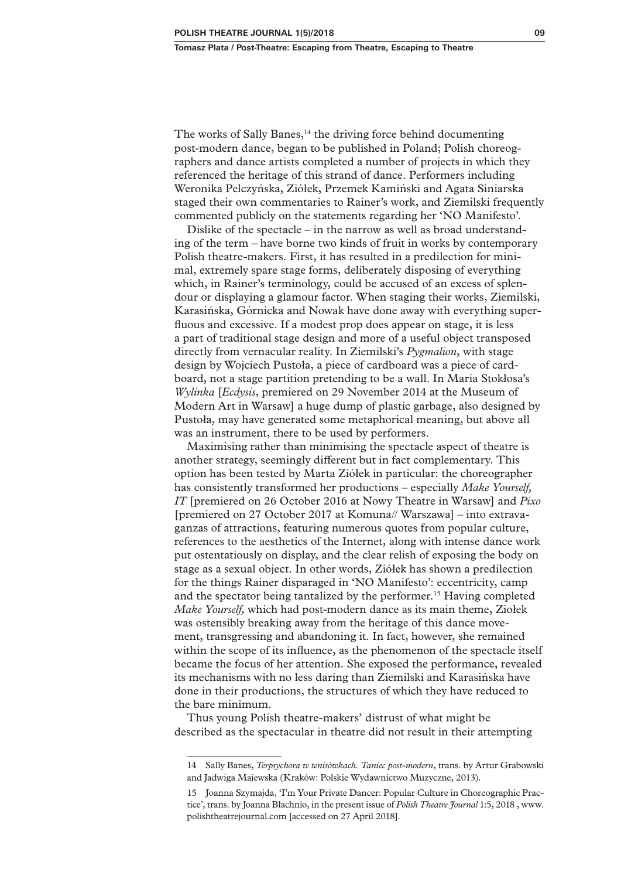The works of Sally Banes,[14] the driving force behind documenting post-modern dance, began to be published in Poland; Polish choreographers and dance artists completed a number of projects in which they referenced the heritage of this strand of dance. Performers including Weronika Pelczyńska, Ziółek, Przemek Kamiński and Agata Siniarska staged their own commentaries to Rainer's work, and Ziemilski frequently commented publicly on the statements regarding her 'NO Manifesto'.

Dislike of the spectacle – in the narrow as well as broad understanding of the term – have borne two kinds of fruit in works by contemporary Polish theatre-makers. First, it has resulted in a predilection for minimal, extremely spare stage forms, deliberately disposing of everything which, in Rainer's terminology, could be accused of an excess of splendour or displaying a glamour factor. When staging their works, Ziemilski, Karasińska, Górnicka and Nowak have done away with everything superfluous and excessive. If a modest prop does appear on stage, it is less a part of traditional stage design and more of a useful object transposed directly from vernacular reality. In Ziemilski's *Pygmalion*, with stage design by Wojciech Pustoła, a piece of cardboard was a piece of cardboard, not a stage partition pretending to be a wall. In Maria Stokłosa's *Wylinka* [*Ecdysis*, premiered on 29 November 2014 at the Museum of Modern Art in Warsaw] a huge dump of plastic garbage, also designed by Pustoła, may have generated some metaphorical meaning, but above all was an instrument, there to be used by performers.

Maximising rather than minimising the spectacle aspect of theatre is another strategy, seemingly different but in fact complementary. This option has been tested by Marta Ziółek in particular: the choreographer has consistently transformed her productions – especially *Make Yourself, IT* [premiered on 26 October 2016 at Nowy Theatre in Warsaw] and *Pixo* [premiered on 27 October 2017 at Komuna// Warszawa] – into extravaganzas of attractions, featuring numerous quotes from popular culture, references to the aesthetics of the Internet, along with intense dance work put ostentatiously on display, and the clear relish of exposing the body on stage as a sexual object. In other words, Ziółek has shown a predilection for the things Rainer disparaged in 'NO Manifesto': eccentricity, camp and the spectator being tantalized by the performer.[15] Having completed *Make Yourself,* which had post-modern dance as its main theme, Ziołek was ostensibly breaking away from the heritage of this dance movement, transgressing and abandoning it. In fact, however, she remained within the scope of its influence, as the phenomenon of the spectacle itself became the focus of her attention. She exposed the performance, revealed its mechanisms with no less daring than Ziemilski and Karasińska have done in their productions, the structures of which they have reduced to the bare minimum.

Thus young Polish theatre-makers' distrust of what might be described as the spectacular in theatre did not result in their attempting

---

14 Sally Banes, *Terpsychora w tenisówkach. Taniec post-modern*, trans. by Artur Grabowski and Jadwiga Majewska (Kraków: Polskie Wydawnictwo Muzyczne, 2013).

15 Joanna Szymajda, 'I'm Your Private Dancer: Popular Culture in Choreographic Practice', trans. by Joanna Błachnio, in the present issue of *Polish Theatre Journal* 1:5, 2018 , www.polishtheatrejournal.com [accessed on 27 April 2018].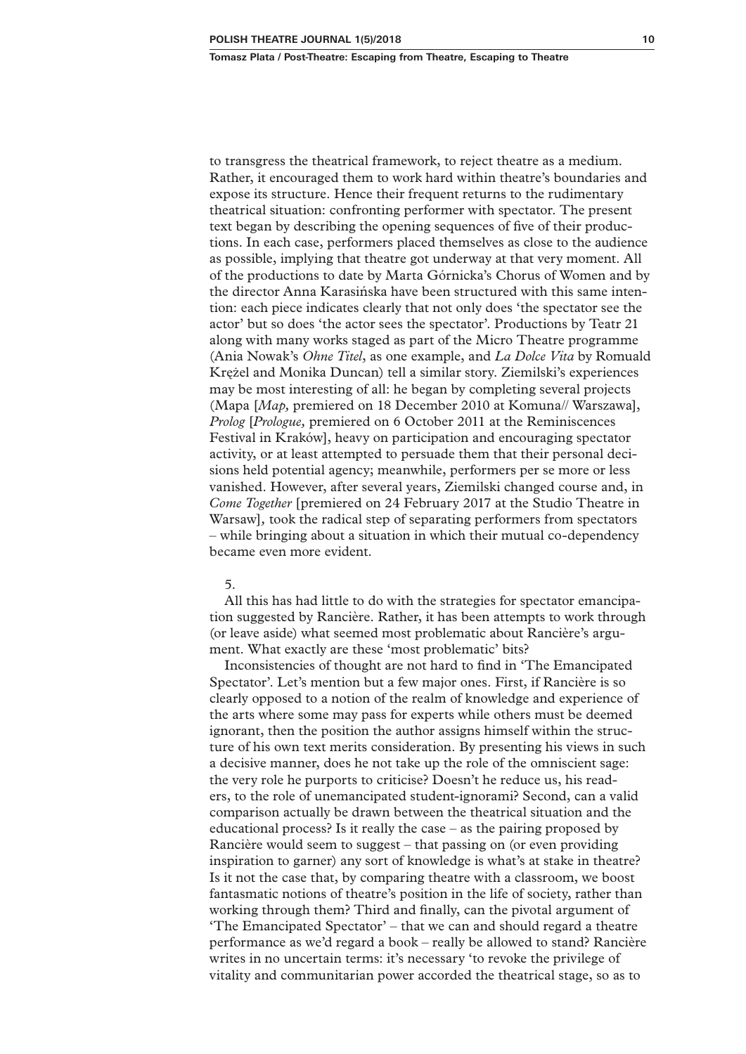to transgress the theatrical framework, to reject theatre as a medium. Rather, it encouraged them to work hard within theatre's boundaries and expose its structure. Hence their frequent returns to the rudimentary theatrical situation: confronting performer with spectator. The present text began by describing the opening sequences of five of their productions. In each case, performers placed themselves as close to the audience as possible, implying that theatre got underway at that very moment. All of the productions to date by Marta Górnicka's Chorus of Women and by the director Anna Karasińska have been structured with this same intention: each piece indicates clearly that not only does 'the spectator see the actor' but so does 'the actor sees the spectator'. Productions by Teatr 21 along with many works staged as part of the Micro Theatre programme (Ania Nowak's *Ohne Titel*, as one example, and *La Dolce Vita* by Romuald Krężel and Monika Duncan) tell a similar story. Ziemilski's experiences may be most interesting of all: he began by completing several projects (Mapa [*Map,* premiered on 18 December 2010 at Komuna// Warszawa], *Prolog* [*Prologue,* premiered on 6 October 2011 at the Reminiscences Festival in Kraków], heavy on participation and encouraging spectator activity, or at least attempted to persuade them that their personal decisions held potential agency; meanwhile, performers per se more or less vanished. However, after several years, Ziemilski changed course and, in *Come Together* [premiered on 24 February 2017 at the Studio Theatre in Warsaw], took the radical step of separating performers from spectators – while bringing about a situation in which their mutual co-dependency became even more evident.

5.

All this has had little to do with the strategies for spectator emancipation suggested by Rancière. Rather, it has been attempts to work through (or leave aside) what seemed most problematic about Rancière's argument. What exactly are these 'most problematic' bits?

Inconsistencies of thought are not hard to find in 'The Emancipated Spectator'. Let's mention but a few major ones. First, if Rancière is so clearly opposed to a notion of the realm of knowledge and experience of the arts where some may pass for experts while others must be deemed ignorant, then the position the author assigns himself within the structure of his own text merits consideration. By presenting his views in such a decisive manner, does he not take up the role of the omniscient sage: the very role he purports to criticise? Doesn't he reduce us, his readers, to the role of unemancipated student-ignorami? Second, can a valid comparison actually be drawn between the theatrical situation and the educational process? Is it really the case – as the pairing proposed by Rancière would seem to suggest – that passing on (or even providing inspiration to garner) any sort of knowledge is what's at stake in theatre? Is it not the case that, by comparing theatre with a classroom, we boost fantasmatic notions of theatre's position in the life of society, rather than working through them? Third and finally, can the pivotal argument of 'The Emancipated Spectator' – that we can and should regard a theatre performance as we'd regard a book – really be allowed to stand? Rancière writes in no uncertain terms: it's necessary 'to revoke the privilege of vitality and communitarian power accorded the theatrical stage, so as to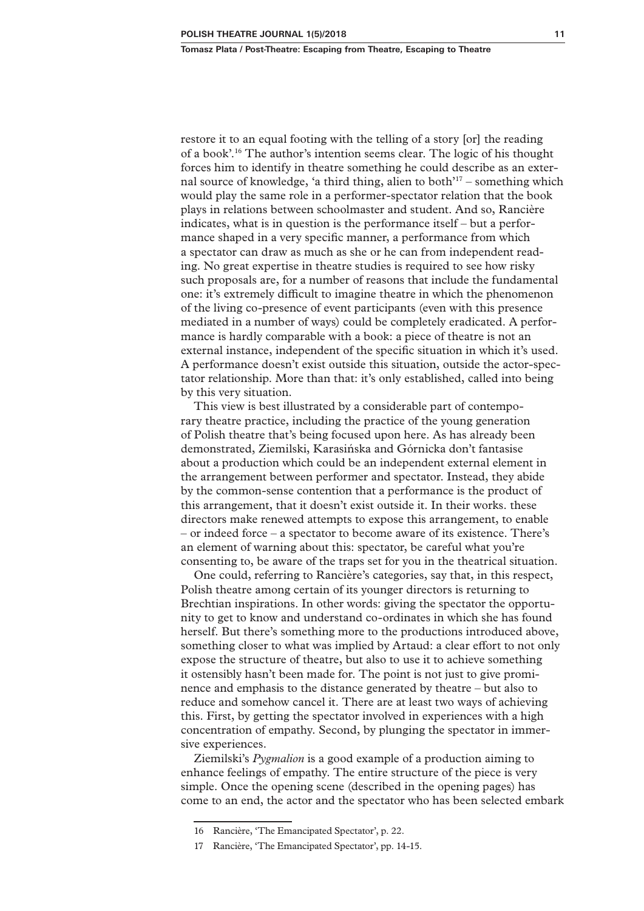restore it to an equal footing with the telling of a story [or] the reading of a book'.[16] The author's intention seems clear. The logic of his thought forces him to identify in theatre something he could describe as an external source of knowledge, 'a third thing, alien to both'[17] – something which would play the same role in a performer-spectator relation that the book plays in relations between schoolmaster and student. And so, Rancière indicates, what is in question is the performance itself – but a performance shaped in a very specific manner, a performance from which a spectator can draw as much as she or he can from independent reading. No great expertise in theatre studies is required to see how risky such proposals are, for a number of reasons that include the fundamental one: it's extremely difficult to imagine theatre in which the phenomenon of the living co-presence of event participants (even with this presence mediated in a number of ways) could be completely eradicated. A performance is hardly comparable with a book: a piece of theatre is not an external instance, independent of the specific situation in which it's used. A performance doesn't exist outside this situation, outside the actor-spectator relationship. More than that: it's only established, called into being by this very situation.

This view is best illustrated by a considerable part of contemporary theatre practice, including the practice of the young generation of Polish theatre that's being focused upon here. As has already been demonstrated, Ziemilski, Karasińska and Górnicka don't fantasise about a production which could be an independent external element in the arrangement between performer and spectator. Instead, they abide by the common-sense contention that a performance is the product of this arrangement, that it doesn't exist outside it. In their works. these directors make renewed attempts to expose this arrangement, to enable – or indeed force – a spectator to become aware of its existence. There's an element of warning about this: spectator, be careful what you're consenting to, be aware of the traps set for you in the theatrical situation.

One could, referring to Rancière's categories, say that, in this respect, Polish theatre among certain of its younger directors is returning to Brechtian inspirations. In other words: giving the spectator the opportunity to get to know and understand co-ordinates in which she has found herself. But there's something more to the productions introduced above, something closer to what was implied by Artaud: a clear effort to not only expose the structure of theatre, but also to use it to achieve something it ostensibly hasn't been made for. The point is not just to give prominence and emphasis to the distance generated by theatre – but also to reduce and somehow cancel it. There are at least two ways of achieving this. First, by getting the spectator involved in experiences with a high concentration of empathy. Second, by plunging the spectator in immersive experiences.

Ziemilski's *Pygmalion* is a good example of a production aiming to enhance feelings of empathy. The entire structure of the piece is very simple. Once the opening scene (described in the opening pages) has come to an end, the actor and the spectator who has been selected embark

16 Rancière, 'The Emancipated Spectator', p. 22.

17 Rancière, 'The Emancipated Spectator', pp. 14-15.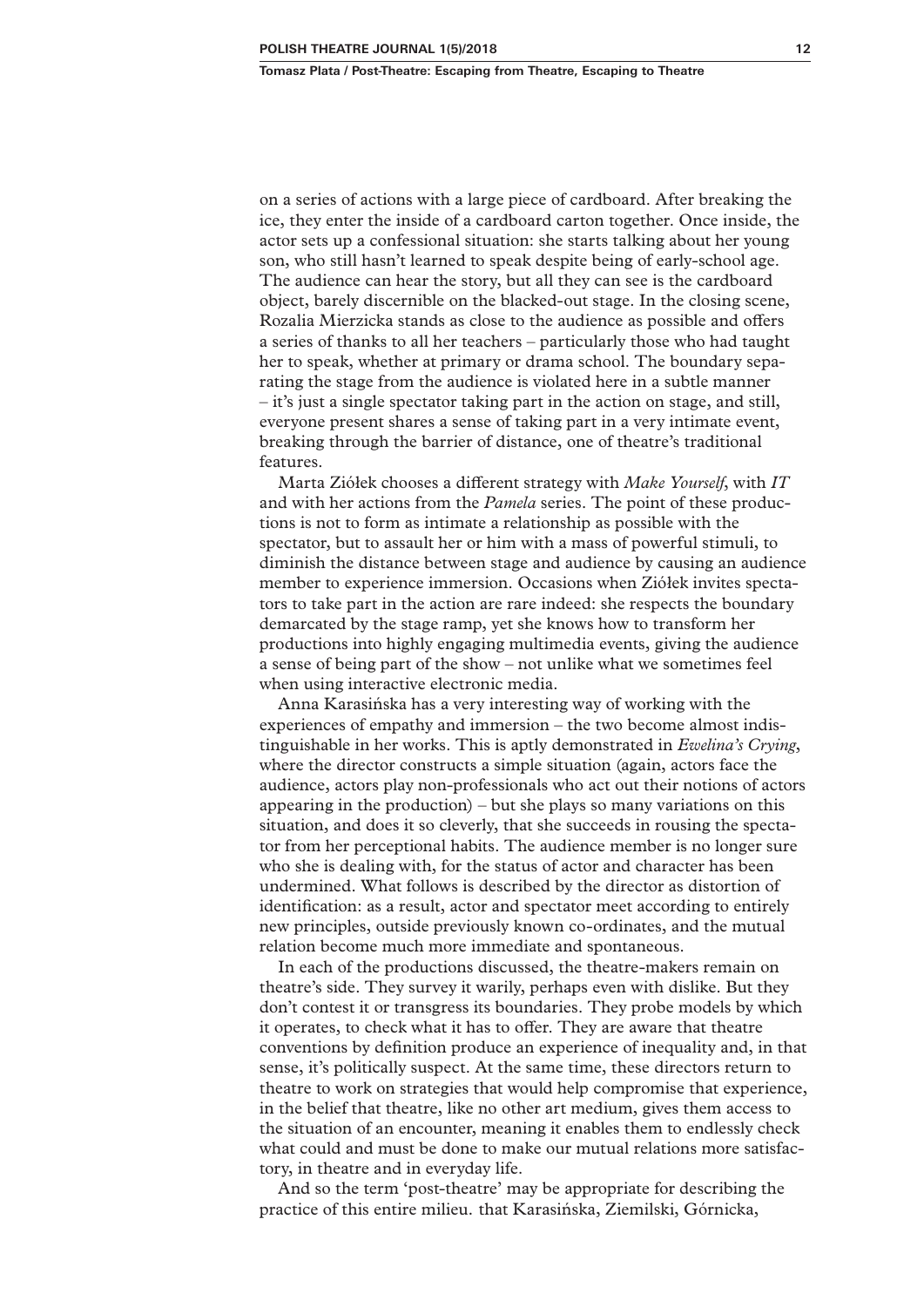on a series of actions with a large piece of cardboard. After breaking the ice, they enter the inside of a cardboard carton together. Once inside, the actor sets up a confessional situation: she starts talking about her young son, who still hasn't learned to speak despite being of early-school age. The audience can hear the story, but all they can see is the cardboard object, barely discernible on the blacked-out stage. In the closing scene, Rozalia Mierzicka stands as close to the audience as possible and offers a series of thanks to all her teachers – particularly those who had taught her to speak, whether at primary or drama school. The boundary separating the stage from the audience is violated here in a subtle manner – it's just a single spectator taking part in the action on stage, and still, everyone present shares a sense of taking part in a very intimate event, breaking through the barrier of distance, one of theatre's traditional features.

Marta Ziółek chooses a different strategy with *Make Yourself*, with *IT* and with her actions from the *Pamela* series. The point of these productions is not to form as intimate a relationship as possible with the spectator, but to assault her or him with a mass of powerful stimuli, to diminish the distance between stage and audience by causing an audience member to experience immersion. Occasions when Ziółek invites spectators to take part in the action are rare indeed: she respects the boundary demarcated by the stage ramp, yet she knows how to transform her productions into highly engaging multimedia events, giving the audience a sense of being part of the show – not unlike what we sometimes feel when using interactive electronic media.

Anna Karasińska has a very interesting way of working with the experiences of empathy and immersion – the two become almost indistinguishable in her works. This is aptly demonstrated in *Ewelina's Crying*, where the director constructs a simple situation (again, actors face the audience, actors play non-professionals who act out their notions of actors appearing in the production) – but she plays so many variations on this situation, and does it so cleverly, that she succeeds in rousing the spectator from her perceptional habits. The audience member is no longer sure who she is dealing with, for the status of actor and character has been undermined. What follows is described by the director as distortion of identification: as a result, actor and spectator meet according to entirely new principles, outside previously known co-ordinates, and the mutual relation become much more immediate and spontaneous.

In each of the productions discussed, the theatre-makers remain on theatre's side. They survey it warily, perhaps even with dislike. But they don't contest it or transgress its boundaries. They probe models by which it operates, to check what it has to offer. They are aware that theatre conventions by definition produce an experience of inequality and, in that sense, it's politically suspect. At the same time, these directors return to theatre to work on strategies that would help compromise that experience, in the belief that theatre, like no other art medium, gives them access to the situation of an encounter, meaning it enables them to endlessly check what could and must be done to make our mutual relations more satisfactory, in theatre and in everyday life.

And so the term 'post-theatre' may be appropriate for describing the practice of this entire milieu. that Karasińska, Ziemilski, Górnicka,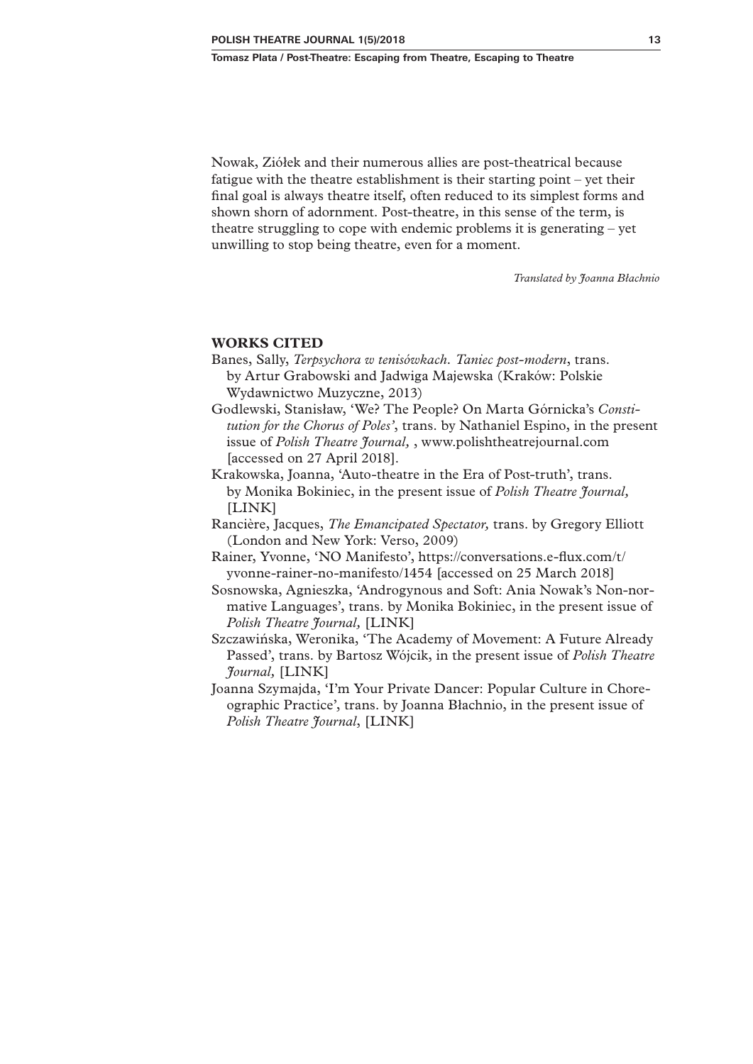Nowak, Ziółek and their numerous allies are post-theatrical because fatigue with the theatre establishment is their starting point – yet their final goal is always theatre itself, often reduced to its simplest forms and shown shorn of adornment. Post-theatre, in this sense of the term, is theatre struggling to cope with endemic problems it is generating – yet unwilling to stop being theatre, even for a moment.

*Translated by Joanna Błachnio*

## WORKS CITED

Banes, Sally, *Terpsychora w tenisówkach. Taniec post-modern*, trans. by Artur Grabowski and Jadwiga Majewska (Kraków: Polskie Wydawnictwo Muzyczne, 2013)

Godlewski, Stanisław, 'We? The People? On Marta Górnicka's *Constitution for the Chorus of Poles'*, trans. by Nathaniel Espino, in the present issue of *Polish Theatre Journal,* , www.polishtheatrejournal.com [accessed on 27 April 2018].

Krakowska, Joanna, 'Auto-theatre in the Era of Post-truth', trans. by Monika Bokiniec, in the present issue of *Polish Theatre Journal,* [LINK]

Rancière, Jacques, *The Emancipated Spectator,* trans. by Gregory Elliott (London and New York: Verso, 2009)

Rainer, Yvonne, 'NO Manifesto', https://conversations.e-flux.com/t/yvonne-rainer-no-manifesto/1454 [accessed on 25 March 2018]

Sosnowska, Agnieszka, 'Androgynous and Soft: Ania Nowak's Non-normative Languages', trans. by Monika Bokiniec, in the present issue of *Polish Theatre Journal,* [LINK]

Szczawińska, Weronika, 'The Academy of Movement: A Future Already Passed', trans. by Bartosz Wójcik, in the present issue of *Polish Theatre Journal,* [LINK]

Joanna Szymajda, 'I'm Your Private Dancer: Popular Culture in Choreographic Practice', trans. by Joanna Błachnio, in the present issue of *Polish Theatre Journal*, [LINK]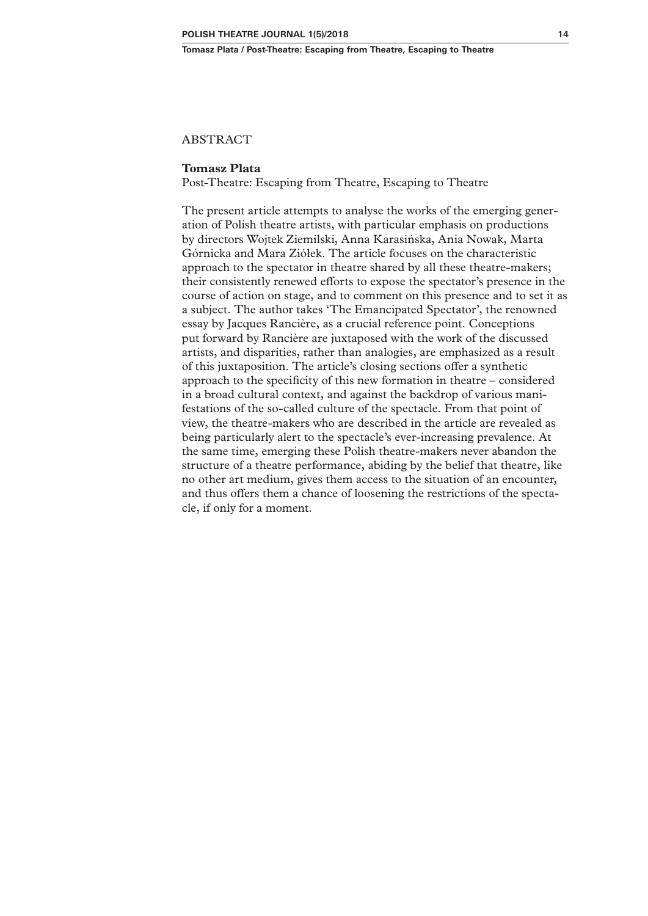## ABSTRACT

**Tomasz Plata**

Post-Theatre: Escaping from Theatre, Escaping to Theatre

The present article attempts to analyse the works of the emerging generation of Polish theatre artists, with particular emphasis on productions by directors Wojtek Ziemilski, Anna Karasińska, Ania Nowak, Marta Górnicka and Mara Ziółek. The article focuses on the characteristic approach to the spectator in theatre shared by all these theatre-makers; their consistently renewed efforts to expose the spectator's presence in the course of action on stage, and to comment on this presence and to set it as a subject. The author takes 'The Emancipated Spectator', the renowned essay by Jacques Rancière, as a crucial reference point. Conceptions put forward by Rancière are juxtaposed with the work of the discussed artists, and disparities, rather than analogies, are emphasized as a result of this juxtaposition. The article's closing sections offer a synthetic approach to the specificity of this new formation in theatre – considered in a broad cultural context, and against the backdrop of various manifestations of the so-called culture of the spectacle. From that point of view, the theatre-makers who are described in the article are revealed as being particularly alert to the spectacle's ever-increasing prevalence. At the same time, emerging these Polish theatre-makers never abandon the structure of a theatre performance, abiding by the belief that theatre, like no other art medium, gives them access to the situation of an encounter, and thus offers them a chance of loosening the restrictions of the spectacle, if only for a moment.